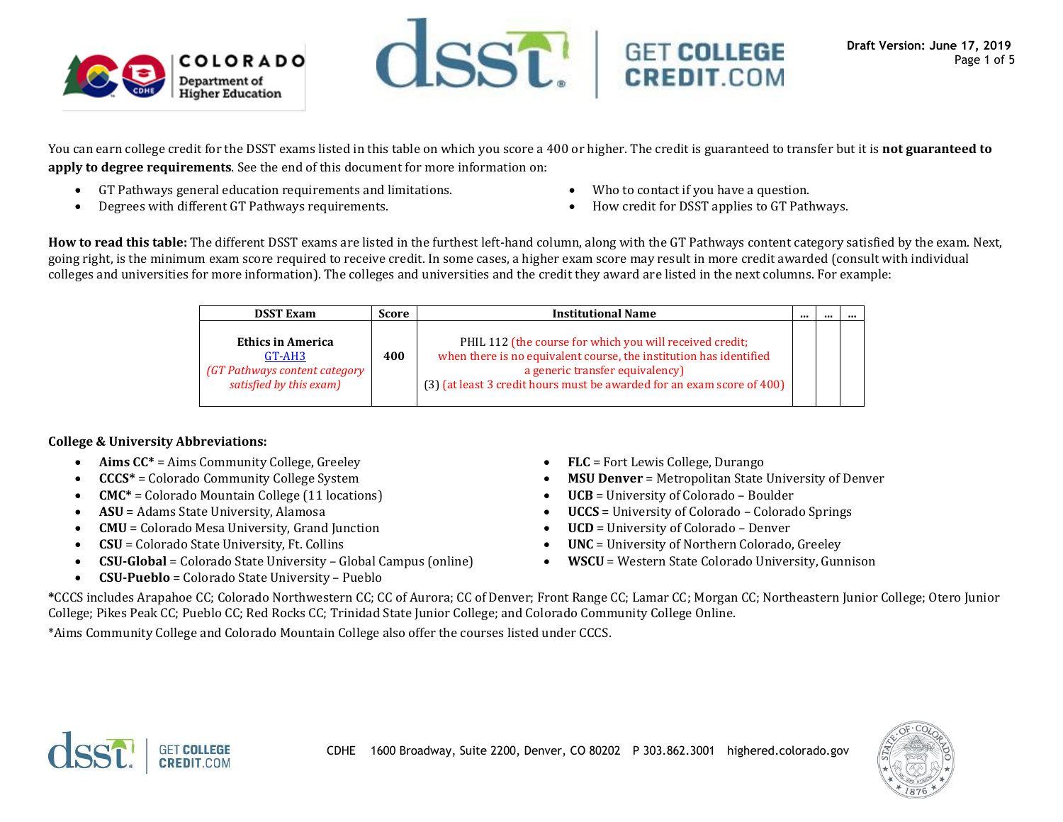You can earn college credit for the DSST exams listed in this table on which you score a 400 or higher. The credit is guaranteed to transfer but it is **not guaranteed to apply to degree requirements**. See the end of this document for more information on:

- GT Pathways general education requirements and limitations.
- Degrees with different GT Pathways requirements.
- Who to contact if you have a question.
- How credit for DSST applies to GT Pathways.

**How to read this table:** The different DSST exams are listed in the furthest left-hand column, along with the GT Pathways content category satisfied by the exam. Next, going right, is the minimum exam score required to receive credit. In some cases, a higher exam score may result in more credit awarded (consult with individual colleges and universities for more information). The colleges and universities and the credit they award are listed in the next columns. For example:

| DSST Exam | Score | Institutional Name | … | … | … |
|---|---|---|---|---|---|
| **Ethics in America** GT-AH3 *(GT Pathways content category satisfied by this exam)* | **400** | PHIL 112 (the course for which you will received credit; when there is no equivalent course, the institution has identified a generic transfer equivalency) (3) (at least 3 credit hours must be awarded for an exam score of 400) | | | |

**College & University Abbreviations:**

- **Aims CC*** = Aims Community College, Greeley
- **CCCS*** = Colorado Community College System
- **CMC*** = Colorado Mountain College (11 locations)
- **ASU** = Adams State University, Alamosa
- **CMU** = Colorado Mesa University, Grand Junction
- **CSU** = Colorado State University, Ft. Collins
- **CSU-Global** = Colorado State University – Global Campus (online)
- **CSU-Pueblo** = Colorado State University – Pueblo
- **FLC** = Fort Lewis College, Durango
- **MSU Denver** = Metropolitan State University of Denver
- **UCB** = University of Colorado – Boulder
- **UCCS** = University of Colorado – Colorado Springs
- **UCD** = University of Colorado – Denver
- **UNC** = University of Northern Colorado, Greeley
- **WSCU** = Western State Colorado University, Gunnison

***CCCS** includes Arapahoe CC; Colorado Northwestern CC; CC of Aurora; CC of Denver; Front Range CC; Lamar CC; Morgan CC; Northeastern Junior College; Otero Junior College; Pikes Peak CC; Pueblo CC; Red Rocks CC; Trinidad State Junior College; and Colorado Community College Online.

*Aims Community College and Colorado Mountain College also offer the courses listed under CCCS.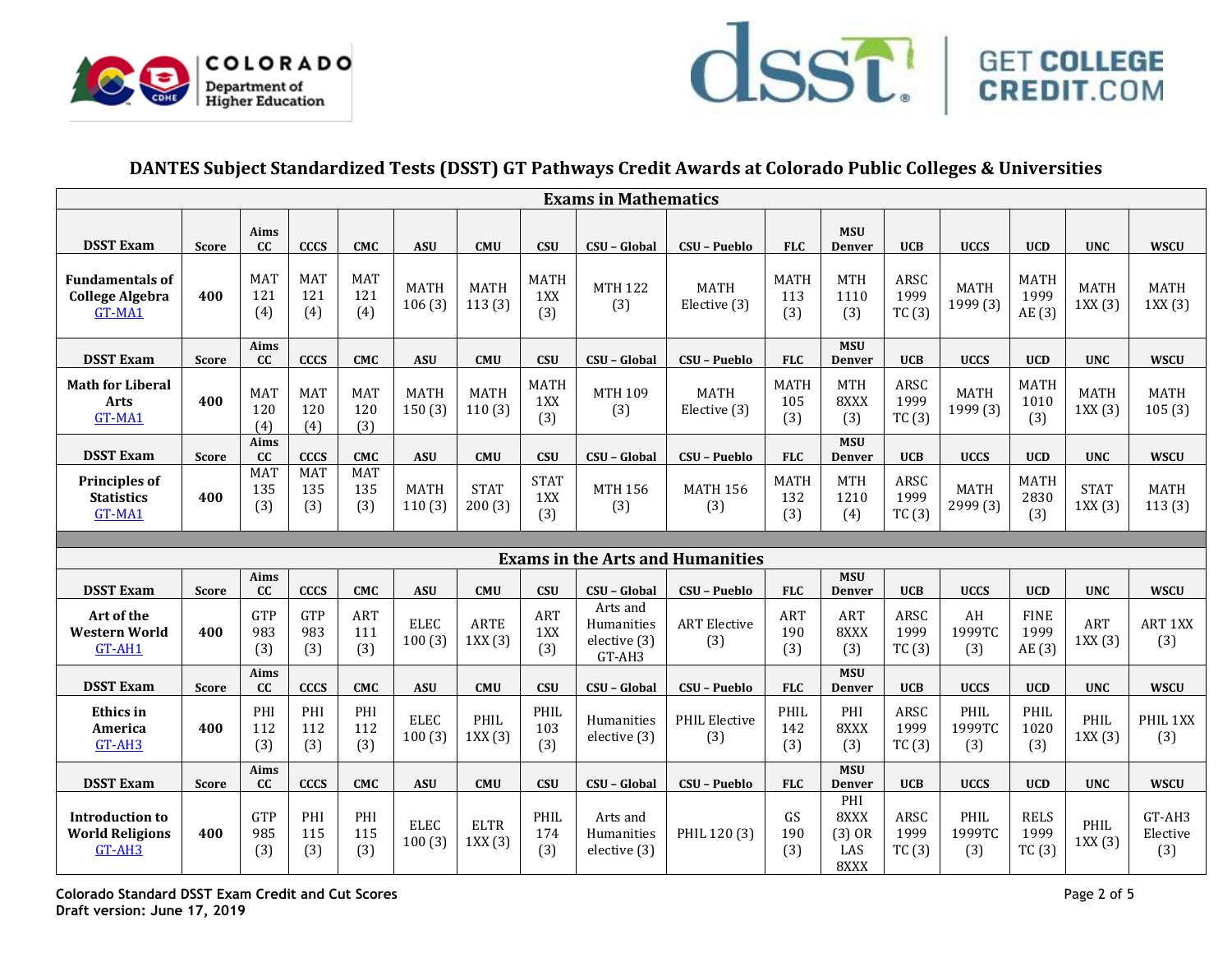# DANTES Subject Standardized Tests (DSST) GT Pathways Credit Awards at Colorado Public Colleges & Universities

## Exams in Mathematics

| DSST Exam | Score | Aims CC | CCCS | CMC | ASU | CMU | CSU | CSU – Global | CSU – Pueblo | FLC | MSU Denver | UCB | UCCS | UCD | UNC | WSCU |
|---|---|---|---|---|---|---|---|---|---|---|---|---|---|---|---|---|
| **Fundamentals of College Algebra** GT-MA1 | 400 | MAT 121 (4) | MAT 121 (4) | MAT 121 (4) | MATH 106 (3) | MATH 113 (3) | MATH 1XX (3) | MTH 122 (3) | MATH Elective (3) | MATH 113 (3) | MTH 1110 (3) | ARSC 1999 TC (3) | MATH 1999 (3) | MATH 1999 AE (3) | MATH 1XX (3) | MATH 1XX (3) |
| **Math for Liberal Arts** GT-MA1 | 400 | MAT 120 (4) | MAT 120 (4) | MAT 120 (3) | MATH 150 (3) | MATH 110 (3) | MATH 1XX (3) | MTH 109 (3) | MATH Elective (3) | MATH 105 (3) | MTH 8XXX (3) | ARSC 1999 TC (3) | MATH 1999 (3) | MATH 1010 (3) | MATH 1XX (3) | MATH 105 (3) |
| **Principles of Statistics** GT-MA1 | 400 | MAT 135 (3) | MAT 135 (3) | MAT 135 (3) | MATH 110 (3) | STAT 200 (3) | STAT 1XX (3) | MTH 156 (3) | MATH 156 (3) | MATH 132 (3) | MTH 1210 (4) | ARSC 1999 TC (3) | MATH 2999 (3) | MATH 2830 (3) | STAT 1XX (3) | MATH 113 (3) |

## Exams in the Arts and Humanities

| DSST Exam | Score | Aims CC | CCCS | CMC | ASU | CMU | CSU | CSU – Global | CSU – Pueblo | FLC | MSU Denver | UCB | UCCS | UCD | UNC | WSCU |
|---|---|---|---|---|---|---|---|---|---|---|---|---|---|---|---|---|
| **Art of the Western World** GT-AH1 | 400 | GTP 983 (3) | GTP 983 (3) | ART 111 (3) | ELEC 100 (3) | ARTE 1XX (3) | ART 1XX (3) | Arts and Humanities elective (3) GT-AH3 | ART Elective (3) | ART 190 (3) | ART 8XXX (3) | ARSC 1999 TC (3) | AH 1999TC (3) | FINE 1999 AE (3) | ART 1XX (3) | ART 1XX (3) |
| **Ethics in America** GT-AH3 | 400 | PHI 112 (3) | PHI 112 (3) | PHI 112 (3) | ELEC 100 (3) | PHIL 1XX (3) | PHIL 103 (3) | Humanities elective (3) | PHIL Elective (3) | PHIL 142 (3) | PHI 8XXX (3) | ARSC 1999 TC (3) | PHIL 1999TC (3) | PHIL 1020 (3) | PHIL 1XX (3) | PHIL 1XX (3) |
| **Introduction to World Religions** GT-AH3 | 400 | GTP 985 (3) | PHI 115 (3) | PHI 115 (3) | ELEC 100 (3) | ELTR 1XX (3) | PHIL 174 (3) | Arts and Humanities elective (3) | PHIL 120 (3) | GS 190 (3) | PHI 8XXX (3) OR LAS 8XXX | ARSC 1999 TC (3) | PHIL 1999TC (3) | RELS 1999 TC (3) | PHIL 1XX (3) | GT-AH3 Elective (3) |

**Colorado Standard DSST Exam Credit and Cut Scores**
**Draft version: June 17, 2019**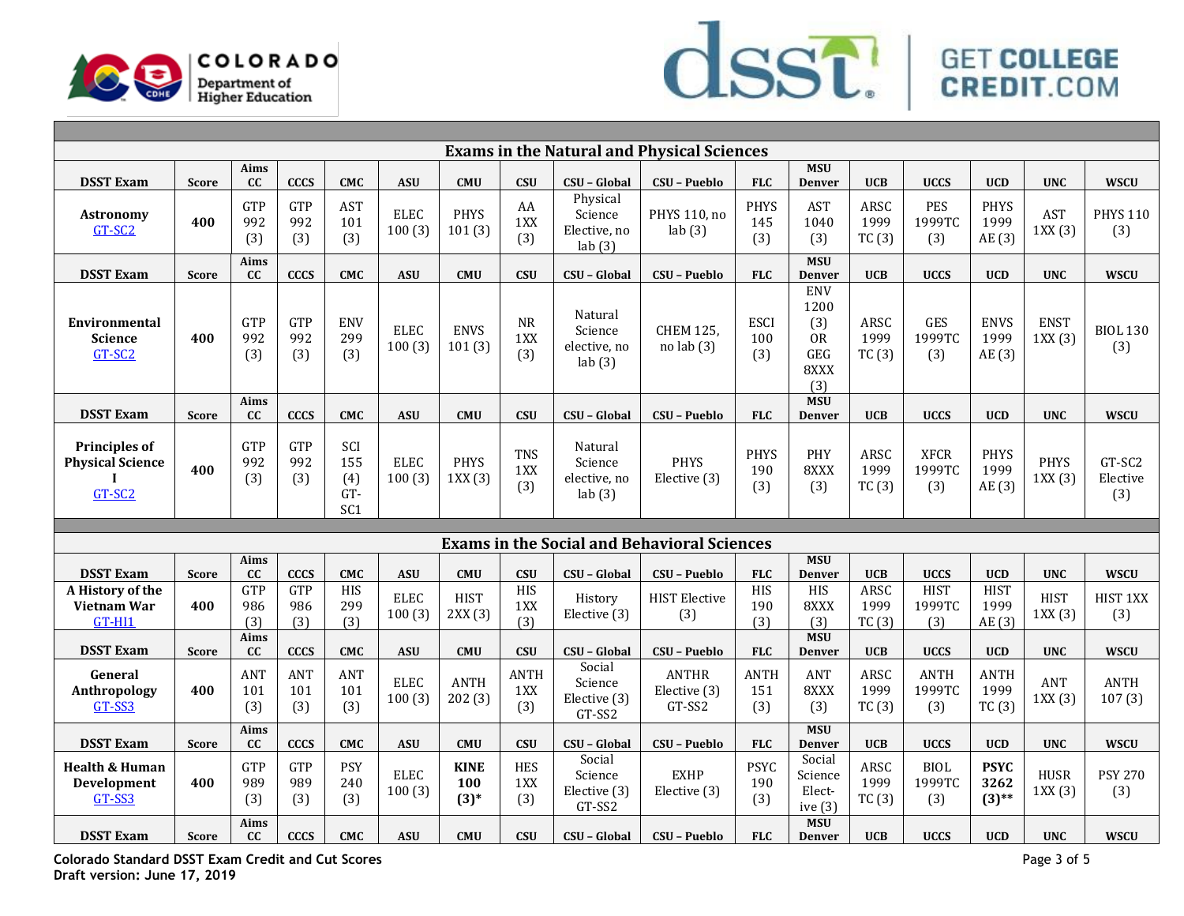## Exams in the Natural and Physical Sciences

| DSST Exam | Score | Aims CC | CCCS | CMC | ASU | CMU | CSU | CSU – Global | CSU – Pueblo | FLC | MSU Denver | UCB | UCCS | UCD | UNC | WSCU |
|---|---|---|---|---|---|---|---|---|---|---|---|---|---|---|---|---|
| **Astronomy** GT-SC2 | **400** | GTP 992 (3) | GTP 992 (3) | AST 101 (3) | ELEC 100 (3) | PHYS 101 (3) | AA 1XX (3) | Physical Science Elective, no lab (3) | PHYS 110, no lab (3) | PHYS 145 (3) | AST 1040 (3) | ARSC 1999 TC (3) | PES 1999TC (3) | PHYS 1999 AE (3) | AST 1XX (3) | PHYS 110 (3) |
| **DSST Exam** | **Score** | **Aims CC** | **CCCS** | **CMC** | **ASU** | **CMU** | **CSU** | **CSU – Global** | **CSU – Pueblo** | **FLC** | **MSU Denver** | **UCB** | **UCCS** | **UCD** | **UNC** | **WSCU** |
| **Environmental Science** GT-SC2 | **400** | GTP 992 (3) | GTP 992 (3) | ENV 299 (3) | ELEC 100 (3) | ENVS 101 (3) | NR 1XX (3) | Natural Science elective, no lab (3) | CHEM 125, no lab (3) | ESCI 100 (3) | ENV 1200 (3) OR GEG 8XXX (3) | ARSC 1999 TC (3) | GES 1999TC (3) | ENVS 1999 AE (3) | ENST 1XX (3) | BIOL 130 (3) |
| **DSST Exam** | **Score** | **Aims CC** | **CCCS** | **CMC** | **ASU** | **CMU** | **CSU** | **CSU – Global** | **CSU – Pueblo** | **FLC** | **MSU Denver** | **UCB** | **UCCS** | **UCD** | **UNC** | **WSCU** |
| **Principles of Physical Science I** GT-SC2 | **400** | GTP 992 (3) | GTP 992 (3) | SCI 155 (4) GT-SC1 | ELEC 100 (3) | PHYS 1XX (3) | TNS 1XX (3) | Natural Science elective, no lab (3) | PHYS Elective (3) | PHYS 190 (3) | PHY 8XXX (3) | ARSC 1999 TC (3) | XFCR 1999TC (3) | PHYS 1999 AE (3) | PHYS 1XX (3) | GT-SC2 Elective (3) |

## Exams in the Social and Behavioral Sciences

| DSST Exam | Score | Aims CC | CCCS | CMC | ASU | CMU | CSU | CSU – Global | CSU – Pueblo | FLC | MSU Denver | UCB | UCCS | UCD | UNC | WSCU |
|---|---|---|---|---|---|---|---|---|---|---|---|---|---|---|---|---|
| **A History of the Vietnam War** GT-HI1 | **400** | GTP 986 (3) | GTP 986 (3) | HIS 299 (3) | ELEC 100 (3) | HIST 2XX (3) | HIS 1XX (3) | History Elective (3) | HIST Elective (3) | HIS 190 (3) | HIS 8XXX (3) | ARSC 1999 TC (3) | HIST 1999TC (3) | HIST 1999 AE (3) | HIST 1XX (3) | HIST 1XX (3) |
| **DSST Exam** | **Score** | **Aims CC** | **CCCS** | **CMC** | **ASU** | **CMU** | **CSU** | **CSU – Global** | **CSU – Pueblo** | **FLC** | **MSU Denver** | **UCB** | **UCCS** | **UCD** | **UNC** | **WSCU** |
| **General Anthropology** GT-SS3 | **400** | ANT 101 (3) | ANT 101 (3) | ANT 101 (3) | ELEC 100 (3) | ANTH 202 (3) | ANTH 1XX (3) | Social Science Elective (3) GT-SS2 | ANTHR Elective (3) GT-SS2 | ANTH 151 (3) | ANT 8XXX (3) | ARSC 1999 TC (3) | ANTH 1999TC (3) | ANTH 1999 TC (3) | ANT 1XX (3) | ANTH 107 (3) |
| **DSST Exam** | **Score** | **Aims CC** | **CCCS** | **CMC** | **ASU** | **CMU** | **CSU** | **CSU – Global** | **CSU – Pueblo** | **FLC** | **MSU Denver** | **UCB** | **UCCS** | **UCD** | **UNC** | **WSCU** |
| **Health & Human Development** GT-SS3 | **400** | GTP 989 (3) | GTP 989 (3) | PSY 240 (3) | ELEC 100 (3) | **KINE 100 (3)*** | HES 1XX (3) | Social Science Elective (3) GT-SS2 | EXHP Elective (3) | PSYC 190 (3) | Social Science Elect-ive (3) | ARSC 1999 TC (3) | BIOL 1999TC (3) | **PSYC 3262 (3)**** | HUSR 1XX (3) | PSY 270 (3) |
| **DSST Exam** | **Score** | **Aims CC** | **CCCS** | **CMC** | **ASU** | **CMU** | **CSU** | **CSU – Global** | **CSU – Pueblo** | **FLC** | **MSU Denver** | **UCB** | **UCCS** | **UCD** | **UNC** | **WSCU** |

**Colorado Standard DSST Exam Credit and Cut Scores**
**Draft version: June 17, 2019**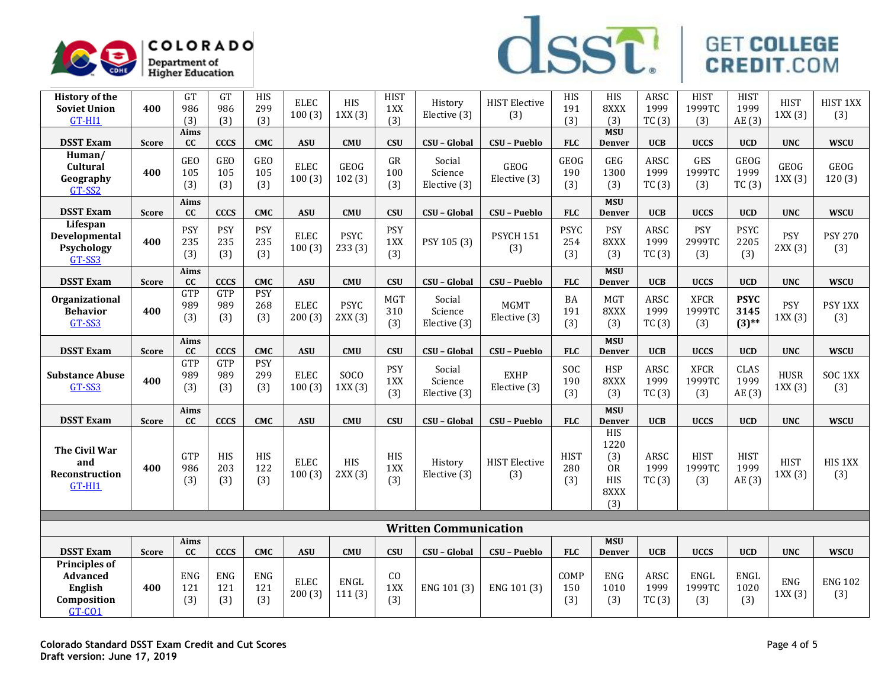| DSST Exam | Score | Aims CC | CCCS | CMC | ASU | CMU | CSU | CSU – Global | CSU – Pueblo | FLC | MSU Denver | UCB | UCCS | UCD | UNC | WSCU |
|---|---|---|---|---|---|---|---|---|---|---|---|---|---|---|---|---|
| **History of the Soviet Union** GT-HI1 | 400 | GT 986 (3) | GT 986 (3) | HIS 299 (3) | ELEC 100 (3) | HIS 1XX (3) | HIST 1XX (3) | History Elective (3) | HIST Elective (3) | HIS 191 (3) | HIS 8XXX (3) | ARSC 1999 TC (3) | HIST 1999TC (3) | HIST 1999 AE (3) | HIST 1XX (3) | HIST 1XX (3) |
| **DSST Exam** | **Score** | **Aims CC** | **CCCS** | **CMC** | **ASU** | **CMU** | **CSU** | **CSU – Global** | **CSU – Pueblo** | **FLC** | **MSU Denver** | **UCB** | **UCCS** | **UCD** | **UNC** | **WSCU** |
| **Human/ Cultural Geography** GT-SS2 | 400 | GEO 105 (3) | GEO 105 (3) | GEO 105 (3) | ELEC 100 (3) | GEOG 102 (3) | GR 100 (3) | Social Science Elective (3) | GEOG Elective (3) | GEOG 190 (3) | GEG 1300 (3) | ARSC 1999 TC (3) | GES 1999TC (3) | GEOG 1999 TC (3) | GEOG 1XX (3) | GEOG 120 (3) |
| **DSST Exam** | **Score** | **Aims CC** | **CCCS** | **CMC** | **ASU** | **CMU** | **CSU** | **CSU – Global** | **CSU – Pueblo** | **FLC** | **MSU Denver** | **UCB** | **UCCS** | **UCD** | **UNC** | **WSCU** |
| **Lifespan Developmental Psychology** GT-SS3 | 400 | PSY 235 (3) | PSY 235 (3) | PSY 235 (3) | ELEC 100 (3) | PSYC 233 (3) | PSY 1XX (3) | PSY 105 (3) | PSYCH 151 (3) | PSYC 254 (3) | PSY 8XXX (3) | ARSC 1999 TC (3) | PSY 2999TC (3) | PSYC 2205 (3) | PSY 2XX (3) | PSY 270 (3) |
| **DSST Exam** | **Score** | **Aims CC** | **CCCS** | **CMC** | **ASU** | **CMU** | **CSU** | **CSU – Global** | **CSU – Pueblo** | **FLC** | **MSU Denver** | **UCB** | **UCCS** | **UCD** | **UNC** | **WSCU** |
| **Organizational Behavior** GT-SS3 | 400 | GTP 989 (3) | GTP 989 (3) | PSY 268 (3) | ELEC 200 (3) | PSYC 2XX (3) | MGT 310 (3) | Social Science Elective (3) | MGMT Elective (3) | BA 191 (3) | MGT 8XXX (3) | ARSC 1999 TC (3) | XFCR 1999TC (3) | **PSYC 3145 (3)**** | PSY 1XX (3) | PSY 1XX (3) |
| **DSST Exam** | **Score** | **Aims CC** | **CCCS** | **CMC** | **ASU** | **CMU** | **CSU** | **CSU – Global** | **CSU – Pueblo** | **FLC** | **MSU Denver** | **UCB** | **UCCS** | **UCD** | **UNC** | **WSCU** |
| **Substance Abuse** GT-SS3 | 400 | GTP 989 (3) | GTP 989 (3) | PSY 299 (3) | ELEC 100 (3) | SOCO 1XX (3) | PSY 1XX (3) | Social Science Elective (3) | EXHP Elective (3) | SOC 190 (3) | HSP 8XXX (3) | ARSC 1999 TC (3) | XFCR 1999TC (3) | CLAS 1999 AE (3) | HUSR 1XX (3) | SOC 1XX (3) |
| **DSST Exam** | **Score** | **Aims CC** | **CCCS** | **CMC** | **ASU** | **CMU** | **CSU** | **CSU – Global** | **CSU – Pueblo** | **FLC** | **MSU Denver** | **UCB** | **UCCS** | **UCD** | **UNC** | **WSCU** |
| **The Civil War and Reconstruction** GT-HI1 | 400 | GTP 986 (3) | HIS 203 (3) | HIS 122 (3) | ELEC 100 (3) | HIS 2XX (3) | HIS 1XX (3) | History Elective (3) | HIST Elective (3) | HIST 280 (3) | HIS 1220 (3) OR HIS 8XXX (3) | ARSC 1999 TC (3) | HIST 1999TC (3) | HIST 1999 AE (3) | HIST 1XX (3) | HIS 1XX (3) |
| | | | | | | | | | | | | | | | | |
| **Written Communication** | | | | | | | | | | | | | | | | |
| **DSST Exam** | **Score** | **Aims CC** | **CCCS** | **CMC** | **ASU** | **CMU** | **CSU** | **CSU – Global** | **CSU – Pueblo** | **FLC** | **MSU Denver** | **UCB** | **UCCS** | **UCD** | **UNC** | **WSCU** |
| **Principles of Advanced English Composition** GT-CO1 | 400 | ENG 121 (3) | ENG 121 (3) | ENG 121 (3) | ELEC 200 (3) | ENGL 111 (3) | CO 1XX (3) | ENG 101 (3) | ENG 101 (3) | COMP 150 (3) | ENG 1010 (3) | ARSC 1999 TC (3) | ENGL 1999TC (3) | ENGL 1020 (3) | ENG 1XX (3) | ENG 102 (3) |

**Colorado Standard DSST Exam Credit and Cut Scores**
**Draft version: June 17, 2019**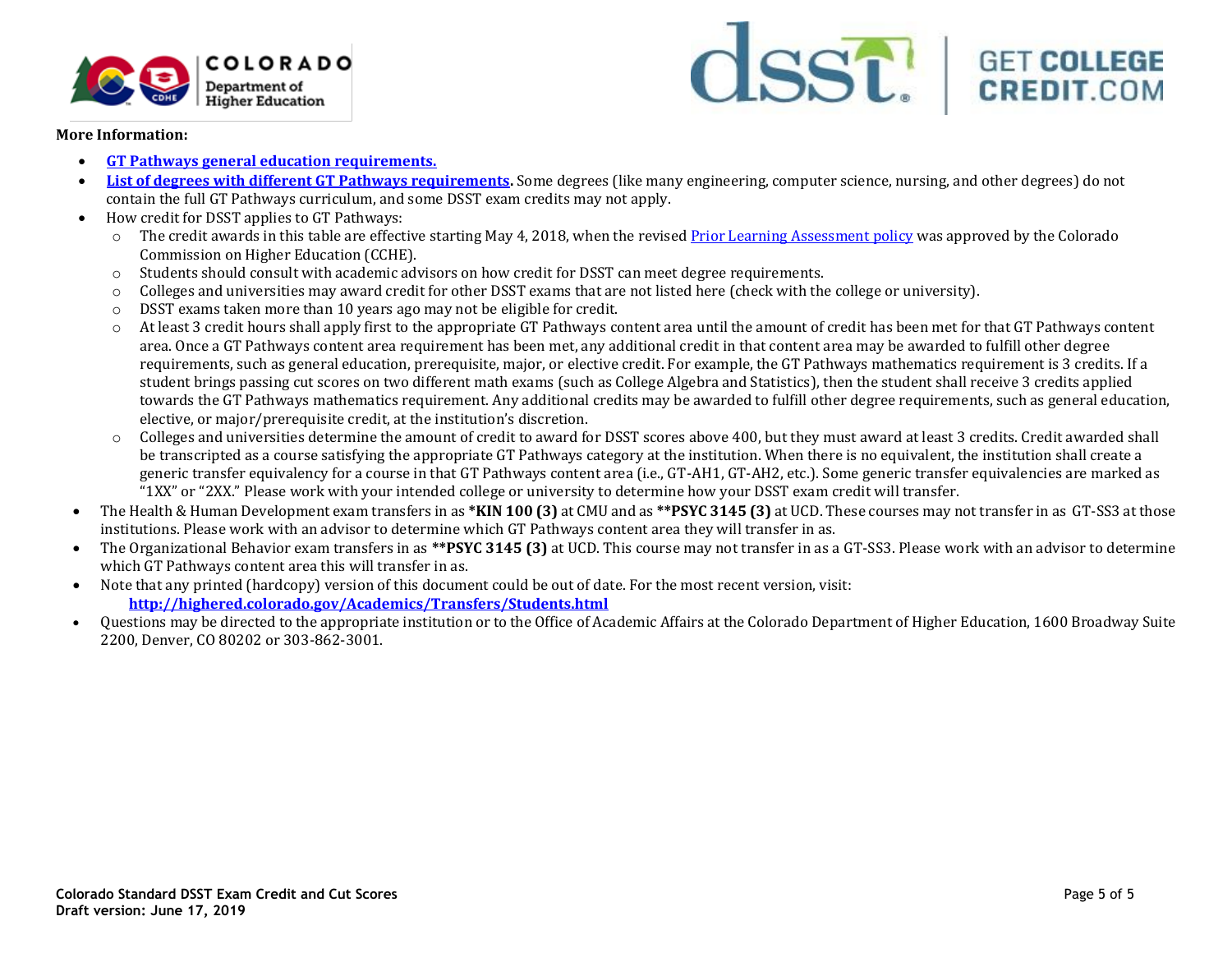**More Information:**

- **GT Pathways general education requirements.**
- **List of degrees with different GT Pathways requirements.** Some degrees (like many engineering, computer science, nursing, and other degrees) do not contain the full GT Pathways curriculum, and some DSST exam credits may not apply.
- How credit for DSST applies to GT Pathways:
  - The credit awards in this table are effective starting May 4, 2018, when the revised Prior Learning Assessment policy was approved by the Colorado Commission on Higher Education (CCHE).
  - Students should consult with academic advisors on how credit for DSST can meet degree requirements.
  - Colleges and universities may award credit for other DSST exams that are not listed here (check with the college or university).
  - DSST exams taken more than 10 years ago may not be eligible for credit.
  - At least 3 credit hours shall apply first to the appropriate GT Pathways content area until the amount of credit has been met for that GT Pathways content area. Once a GT Pathways content area requirement has been met, any additional credit in that content area may be awarded to fulfill other degree requirements, such as general education, prerequisite, major, or elective credit. For example, the GT Pathways mathematics requirement is 3 credits. If a student brings passing cut scores on two different math exams (such as College Algebra and Statistics), then the student shall receive 3 credits applied towards the GT Pathways mathematics requirement. Any additional credits may be awarded to fulfill other degree requirements, such as general education, elective, or major/prerequisite credit, at the institution's discretion.
  - Colleges and universities determine the amount of credit to award for DSST scores above 400, but they must award at least 3 credits. Credit awarded shall be transcripted as a course satisfying the appropriate GT Pathways category at the institution. When there is no equivalent, the institution shall create a generic transfer equivalency for a course in that GT Pathways content area (i.e., GT-AH1, GT-AH2, etc.). Some generic transfer equivalencies are marked as "1XX" or "2XX." Please work with your intended college or university to determine how your DSST exam credit will transfer.
- The Health & Human Development exam transfers in as ***KIN 100 (3)** at CMU and as ****PSYC 3145 (3)** at UCD. These courses may not transfer in as GT-SS3 at those institutions. Please work with an advisor to determine which GT Pathways content area they will transfer in as.
- The Organizational Behavior exam transfers in as ****PSYC 3145 (3)** at UCD. This course may not transfer in as a GT-SS3. Please work with an advisor to determine which GT Pathways content area this will transfer in as.
- Note that any printed (hardcopy) version of this document could be out of date. For the most recent version, visit: **http://highered.colorado.gov/Academics/Transfers/Students.html**
- Questions may be directed to the appropriate institution or to the Office of Academic Affairs at the Colorado Department of Higher Education, 1600 Broadway Suite 2200, Denver, CO 80202 or 303-862-3001.

**Colorado Standard DSST Exam Credit and Cut Scores**
**Draft version: June 17, 2019**